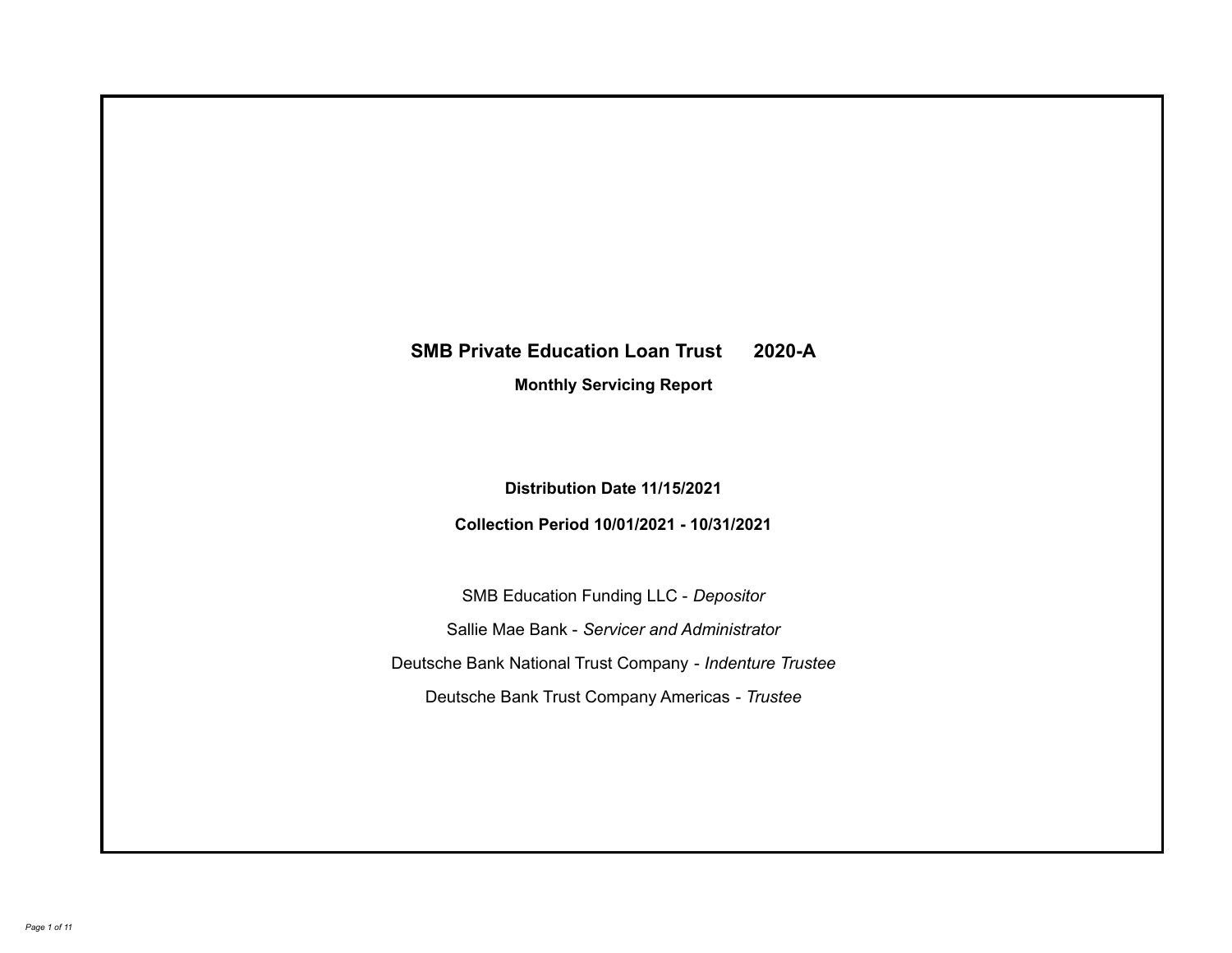# SMB Private Education Loan Trust 2020-A

**Monthly Servicing Report**

**Distribution Date 11/15/2021**

**Collection Period 10/01/2021 - 10/31/2021**

SMB Education Funding LLC - *Depositor*

Sallie Mae Bank - *Servicer and Administrator*

Deutsche Bank National Trust Company - *Indenture Trustee*

Deutsche Bank Trust Company Americas - *Trustee*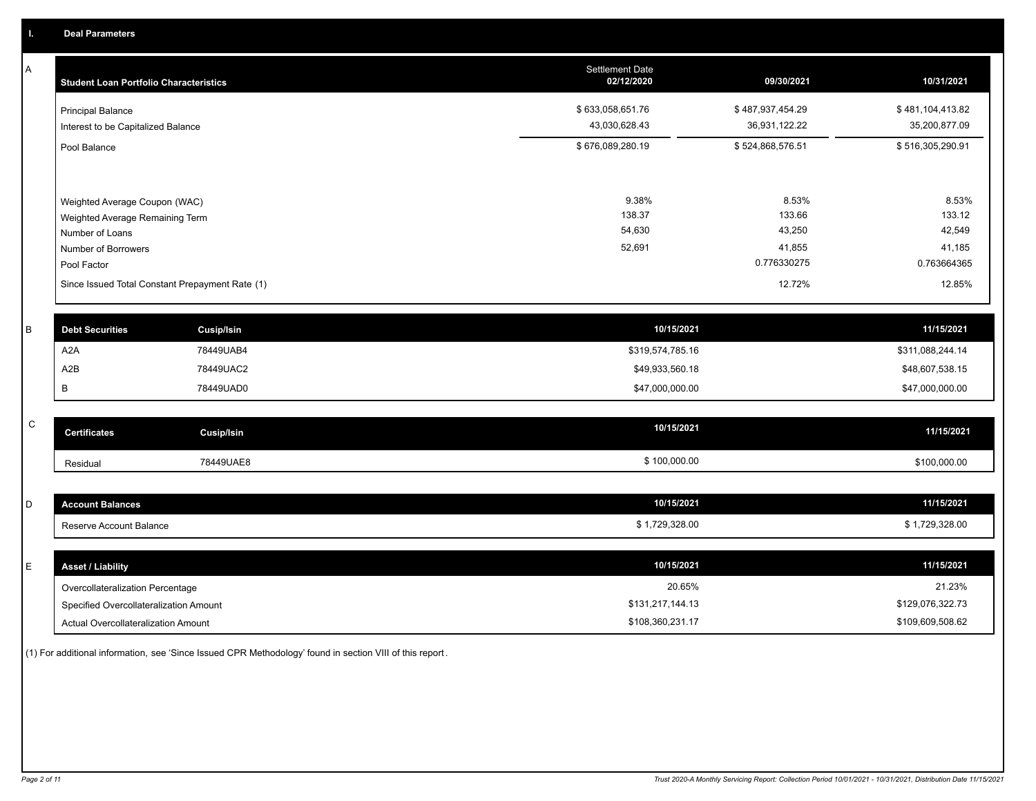## I. Deal Parameters

### A

| Student Loan Portfolio Characteristics | Settlement Date 02/12/2020 | 09/30/2021 | 10/31/2021 |
|---|---|---|---|
| Principal Balance | $ 633,058,651.76 | $ 487,937,454.29 | $ 481,104,413.82 |
| Interest to be Capitalized Balance | 43,030,628.43 | 36,931,122.22 | 35,200,877.09 |
| Pool Balance | $ 676,089,280.19 | $ 524,868,576.51 | $ 516,305,290.91 |
| Weighted Average Coupon (WAC) | 9.38% | 8.53% | 8.53% |
| Weighted Average Remaining Term | 138.37 | 133.66 | 133.12 |
| Number of Loans | 54,630 | 43,250 | 42,549 |
| Number of Borrowers | 52,691 | 41,855 | 41,185 |
| Pool Factor | | 0.776330275 | 0.763664365 |
| Since Issued Total Constant Prepayment Rate (1) | | 12.72% | 12.85% |

### B

| Debt Securities | Cusip/Isin | 10/15/2021 | 11/15/2021 |
|---|---|---|---|
| A2A | 78449UAB4 | $319,574,785.16 | $311,088,244.14 |
| A2B | 78449UAC2 | $49,933,560.18 | $48,607,538.15 |
| B | 78449UAD0 | $47,000,000.00 | $47,000,000.00 |

### C

| Certificates | Cusip/Isin | 10/15/2021 | 11/15/2021 |
|---|---|---|---|
| Residual | 78449UAE8 | $ 100,000.00 | $100,000.00 |

### D

| Account Balances | 10/15/2021 | 11/15/2021 |
|---|---|---|
| Reserve Account Balance | $ 1,729,328.00 | $ 1,729,328.00 |

### E

| Asset / Liability | 10/15/2021 | 11/15/2021 |
|---|---|---|
| Overcollateralization Percentage | 20.65% | 21.23% |
| Specified Overcollateralization Amount | $131,217,144.13 | $129,076,322.73 |
| Actual Overcollateralization Amount | $108,360,231.17 | $109,609,508.62 |

(1) For additional information, see 'Since Issued CPR Methodology' found in section VIII of this report.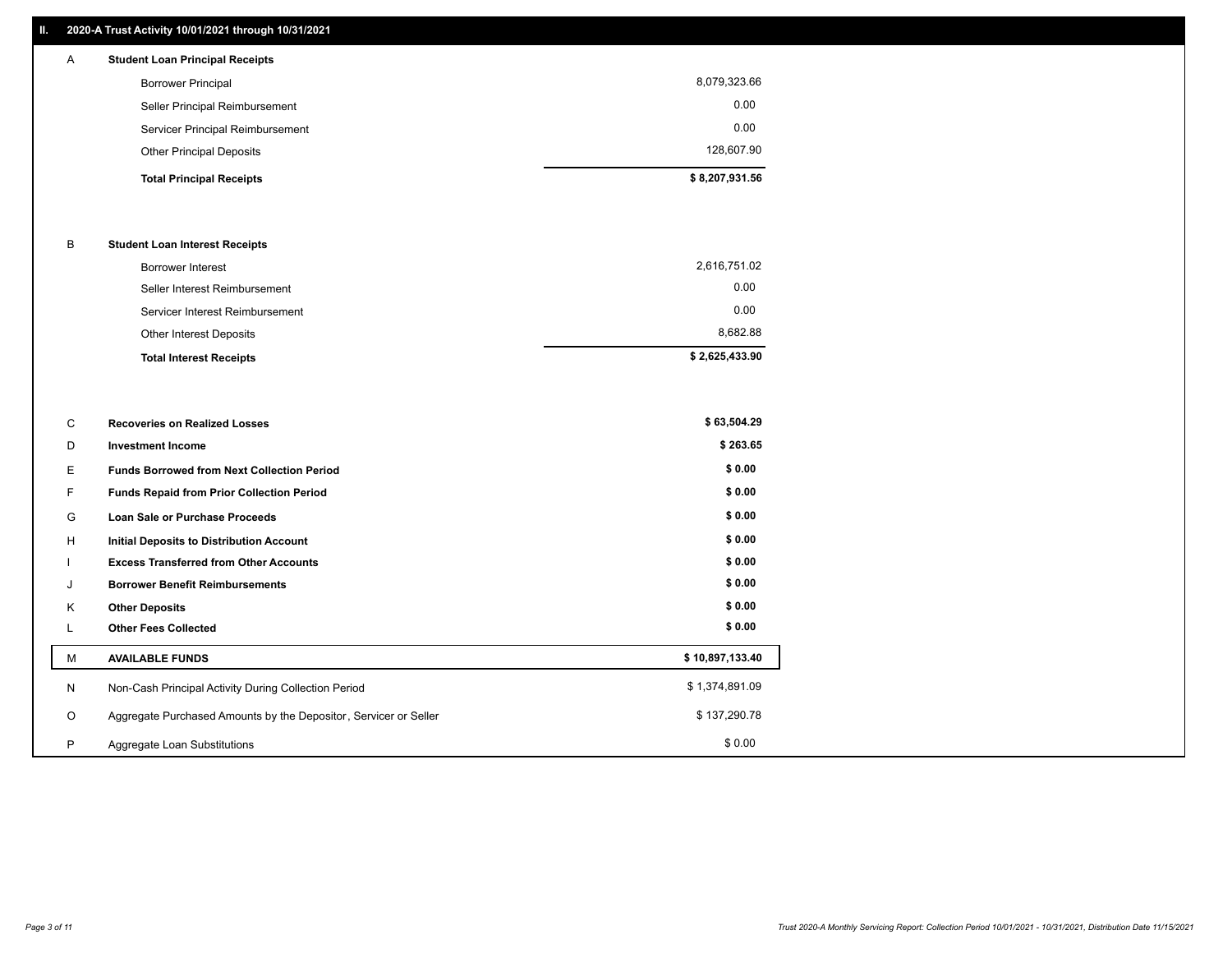## II. 2020-A Trust Activity 10/01/2021 through 10/31/2021

| | | |
|---|---|---|
| A | **Student Loan Principal Receipts** | |
| | Borrower Principal | 8,079,323.66 |
| | Seller Principal Reimbursement | 0.00 |
| | Servicer Principal Reimbursement | 0.00 |
| | Other Principal Deposits | 128,607.90 |
| | **Total Principal Receipts** | **$ 8,207,931.56** |
| B | **Student Loan Interest Receipts** | |
| | Borrower Interest | 2,616,751.02 |
| | Seller Interest Reimbursement | 0.00 |
| | Servicer Interest Reimbursement | 0.00 |
| | Other Interest Deposits | 8,682.88 |
| | **Total Interest Receipts** | **$ 2,625,433.90** |
| C | **Recoveries on Realized Losses** | **$ 63,504.29** |
| D | **Investment Income** | **$ 263.65** |
| E | **Funds Borrowed from Next Collection Period** | **$ 0.00** |
| F | **Funds Repaid from Prior Collection Period** | **$ 0.00** |
| G | **Loan Sale or Purchase Proceeds** | **$ 0.00** |
| H | **Initial Deposits to Distribution Account** | **$ 0.00** |
| I | **Excess Transferred from Other Accounts** | **$ 0.00** |
| J | **Borrower Benefit Reimbursements** | **$ 0.00** |
| K | **Other Deposits** | **$ 0.00** |
| L | **Other Fees Collected** | **$ 0.00** |
| M | **AVAILABLE FUNDS** | **$ 10,897,133.40** |
| N | Non-Cash Principal Activity During Collection Period | $ 1,374,891.09 |
| O | Aggregate Purchased Amounts by the Depositor, Servicer or Seller | $ 137,290.78 |
| P | Aggregate Loan Substitutions | $ 0.00 |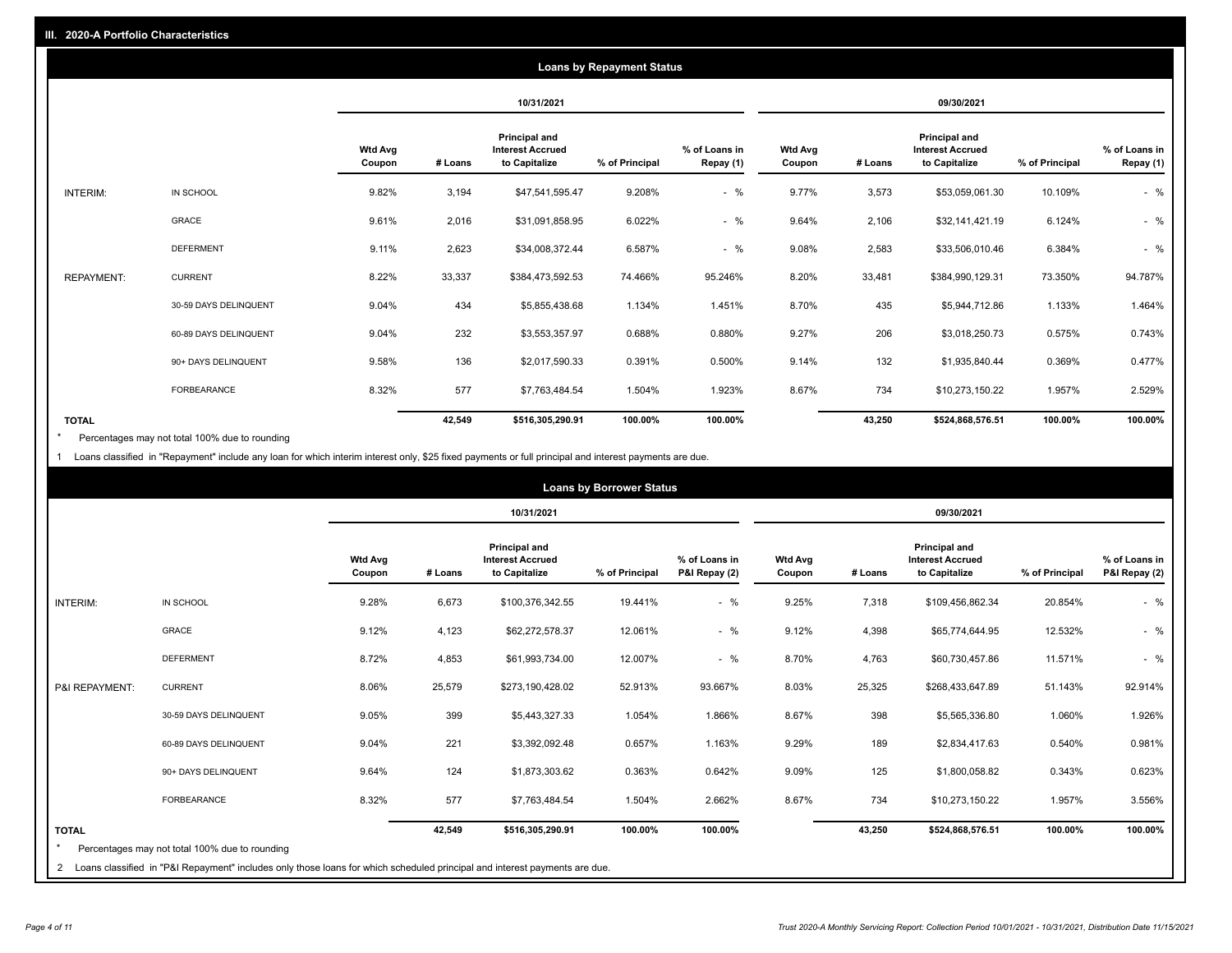## III. 2020-A Portfolio Characteristics

### Loans by Repayment Status

| | | 10/31/2021 | | | | | 09/30/2021 | | | | |
|---|---|---|---|---|---|---|---|---|---|---|---|
| | | Wtd Avg Coupon | # Loans | Principal and Interest Accrued to Capitalize | % of Principal | % of Loans in Repay (1) | Wtd Avg Coupon | # Loans | Principal and Interest Accrued to Capitalize | % of Principal | % of Loans in Repay (1) |
| INTERIM: | IN SCHOOL | 9.82% | 3,194 | $47,541,595.47 | 9.208% | - % | 9.77% | 3,573 | $53,059,061.30 | 10.109% | - % |
| | GRACE | 9.61% | 2,016 | $31,091,858.95 | 6.022% | - % | 9.64% | 2,106 | $32,141,421.19 | 6.124% | - % |
| | DEFERMENT | 9.11% | 2,623 | $34,008,372.44 | 6.587% | - % | 9.08% | 2,583 | $33,506,010.46 | 6.384% | - % |
| REPAYMENT: | CURRENT | 8.22% | 33,337 | $384,473,592.53 | 74.466% | 95.246% | 8.20% | 33,481 | $384,990,129.31 | 73.350% | 94.787% |
| | 30-59 DAYS DELINQUENT | 9.04% | 434 | $5,855,438.68 | 1.134% | 1.451% | 8.70% | 435 | $5,944,712.86 | 1.133% | 1.464% |
| | 60-89 DAYS DELINQUENT | 9.04% | 232 | $3,553,357.97 | 0.688% | 0.880% | 9.27% | 206 | $3,018,250.73 | 0.575% | 0.743% |
| | 90+ DAYS DELINQUENT | 9.58% | 136 | $2,017,590.33 | 0.391% | 0.500% | 9.14% | 132 | $1,935,840.44 | 0.369% | 0.477% |
| | FORBEARANCE | 8.32% | 577 | $7,763,484.54 | 1.504% | 1.923% | 8.67% | 734 | $10,273,150.22 | 1.957% | 2.529% |
| **TOTAL** | | | **42,549** | **$516,305,290.91** | **100.00%** | **100.00%** | | **43,250** | **$524,868,576.51** | **100.00%** | **100.00%** |

\* Percentages may not total 100% due to rounding

1 Loans classified in "Repayment" include any loan for which interim interest only, $25 fixed payments or full principal and interest payments are due.

### Loans by Borrower Status

| | | 10/31/2021 | | | | | 09/30/2021 | | | | |
|---|---|---|---|---|---|---|---|---|---|---|---|
| | | Wtd Avg Coupon | # Loans | Principal and Interest Accrued to Capitalize | % of Principal | % of Loans in P&I Repay (2) | Wtd Avg Coupon | # Loans | Principal and Interest Accrued to Capitalize | % of Principal | % of Loans in P&I Repay (2) |
| INTERIM: | IN SCHOOL | 9.28% | 6,673 | $100,376,342.55 | 19.441% | - % | 9.25% | 7,318 | $109,456,862.34 | 20.854% | - % |
| | GRACE | 9.12% | 4,123 | $62,272,578.37 | 12.061% | - % | 9.12% | 4,398 | $65,774,644.95 | 12.532% | - % |
| | DEFERMENT | 8.72% | 4,853 | $61,993,734.00 | 12.007% | - % | 8.70% | 4,763 | $60,730,457.86 | 11.571% | - % |
| P&I REPAYMENT: | CURRENT | 8.06% | 25,579 | $273,190,428.02 | 52.913% | 93.667% | 8.03% | 25,325 | $268,433,647.89 | 51.143% | 92.914% |
| | 30-59 DAYS DELINQUENT | 9.05% | 399 | $5,443,327.33 | 1.054% | 1.866% | 8.67% | 398 | $5,565,336.80 | 1.060% | 1.926% |
| | 60-89 DAYS DELINQUENT | 9.04% | 221 | $3,392,092.48 | 0.657% | 1.163% | 9.29% | 189 | $2,834,417.63 | 0.540% | 0.981% |
| | 90+ DAYS DELINQUENT | 9.64% | 124 | $1,873,303.62 | 0.363% | 0.642% | 9.09% | 125 | $1,800,058.82 | 0.343% | 0.623% |
| | FORBEARANCE | 8.32% | 577 | $7,763,484.54 | 1.504% | 2.662% | 8.67% | 734 | $10,273,150.22 | 1.957% | 3.556% |
| **TOTAL** | | | **42,549** | **$516,305,290.91** | **100.00%** | **100.00%** | | **43,250** | **$524,868,576.51** | **100.00%** | **100.00%** |

\* Percentages may not total 100% due to rounding

2 Loans classified in "P&I Repayment" includes only those loans for which scheduled principal and interest payments are due.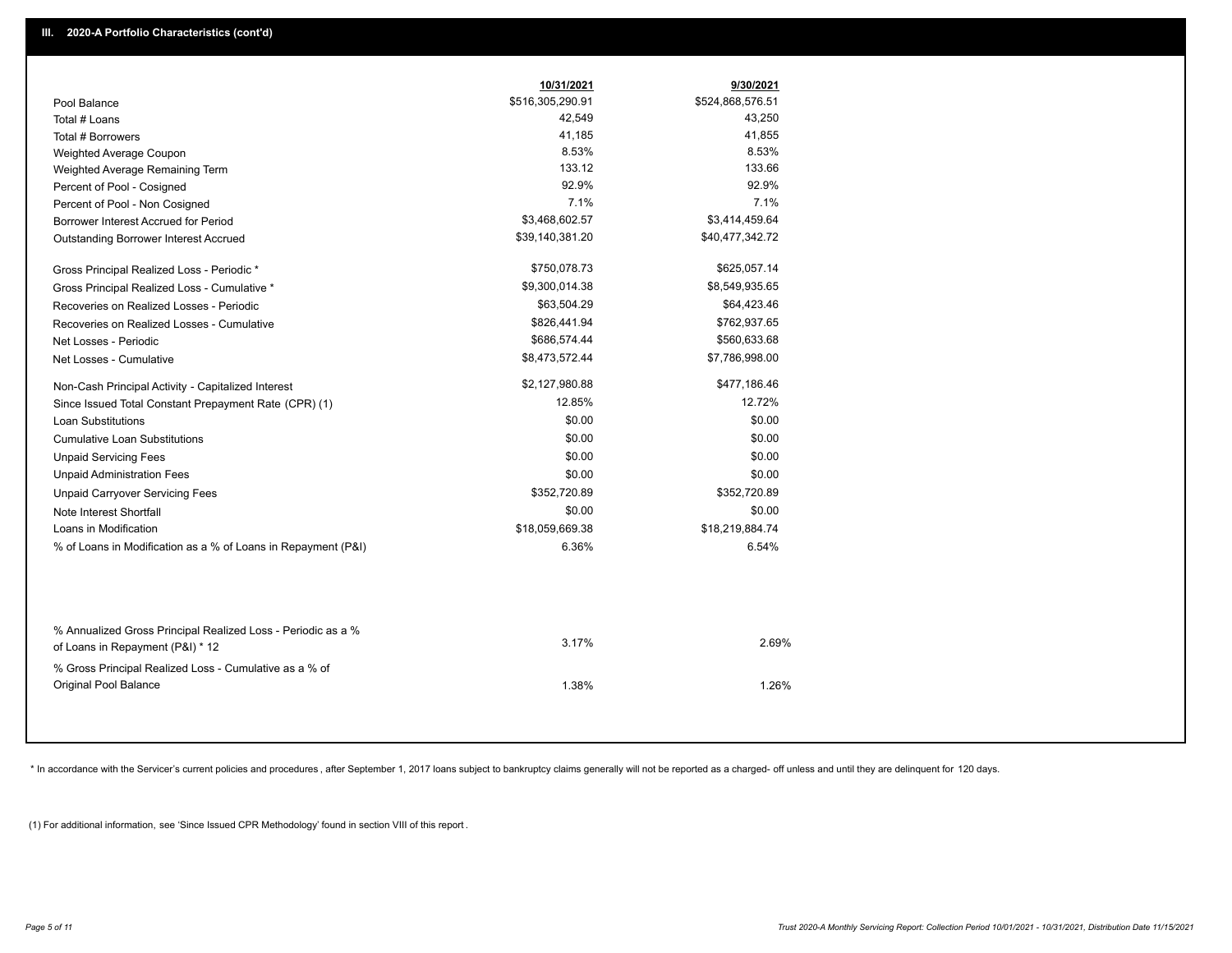## III. 2020-A Portfolio Characteristics (cont'd)

| | 10/31/2021 | 9/30/2021 |
|---|---|---|
| Pool Balance | $516,305,290.91 | $524,868,576.51 |
| Total # Loans | 42,549 | 43,250 |
| Total # Borrowers | 41,185 | 41,855 |
| Weighted Average Coupon | 8.53% | 8.53% |
| Weighted Average Remaining Term | 133.12 | 133.66 |
| Percent of Pool - Cosigned | 92.9% | 92.9% |
| Percent of Pool - Non Cosigned | 7.1% | 7.1% |
| Borrower Interest Accrued for Period | $3,468,602.57 | $3,414,459.64 |
| Outstanding Borrower Interest Accrued | $39,140,381.20 | $40,477,342.72 |
| Gross Principal Realized Loss - Periodic * | $750,078.73 | $625,057.14 |
| Gross Principal Realized Loss - Cumulative * | $9,300,014.38 | $8,549,935.65 |
| Recoveries on Realized Losses - Periodic | $63,504.29 | $64,423.46 |
| Recoveries on Realized Losses - Cumulative | $826,441.94 | $762,937.65 |
| Net Losses - Periodic | $686,574.44 | $560,633.68 |
| Net Losses - Cumulative | $8,473,572.44 | $7,786,998.00 |
| Non-Cash Principal Activity - Capitalized Interest | $2,127,980.88 | $477,186.46 |
| Since Issued Total Constant Prepayment Rate (CPR) (1) | 12.85% | 12.72% |
| Loan Substitutions | $0.00 | $0.00 |
| Cumulative Loan Substitutions | $0.00 | $0.00 |
| Unpaid Servicing Fees | $0.00 | $0.00 |
| Unpaid Administration Fees | $0.00 | $0.00 |
| Unpaid Carryover Servicing Fees | $352,720.89 | $352,720.89 |
| Note Interest Shortfall | $0.00 | $0.00 |
| Loans in Modification | $18,059,669.38 | $18,219,884.74 |
| % of Loans in Modification as a % of Loans in Repayment (P&I) | 6.36% | 6.54% |
| % Annualized Gross Principal Realized Loss - Periodic as a % of Loans in Repayment (P&I) * 12 | 3.17% | 2.69% |
| % Gross Principal Realized Loss - Cumulative as a % of Original Pool Balance | 1.38% | 1.26% |

* In accordance with the Servicer's current policies and procedures , after September 1, 2017 loans subject to bankruptcy claims generally will not be reported as a charged- off unless and until they are delinquent for 120 days.

(1) For additional information, see 'Since Issued CPR Methodology' found in section VIII of this report .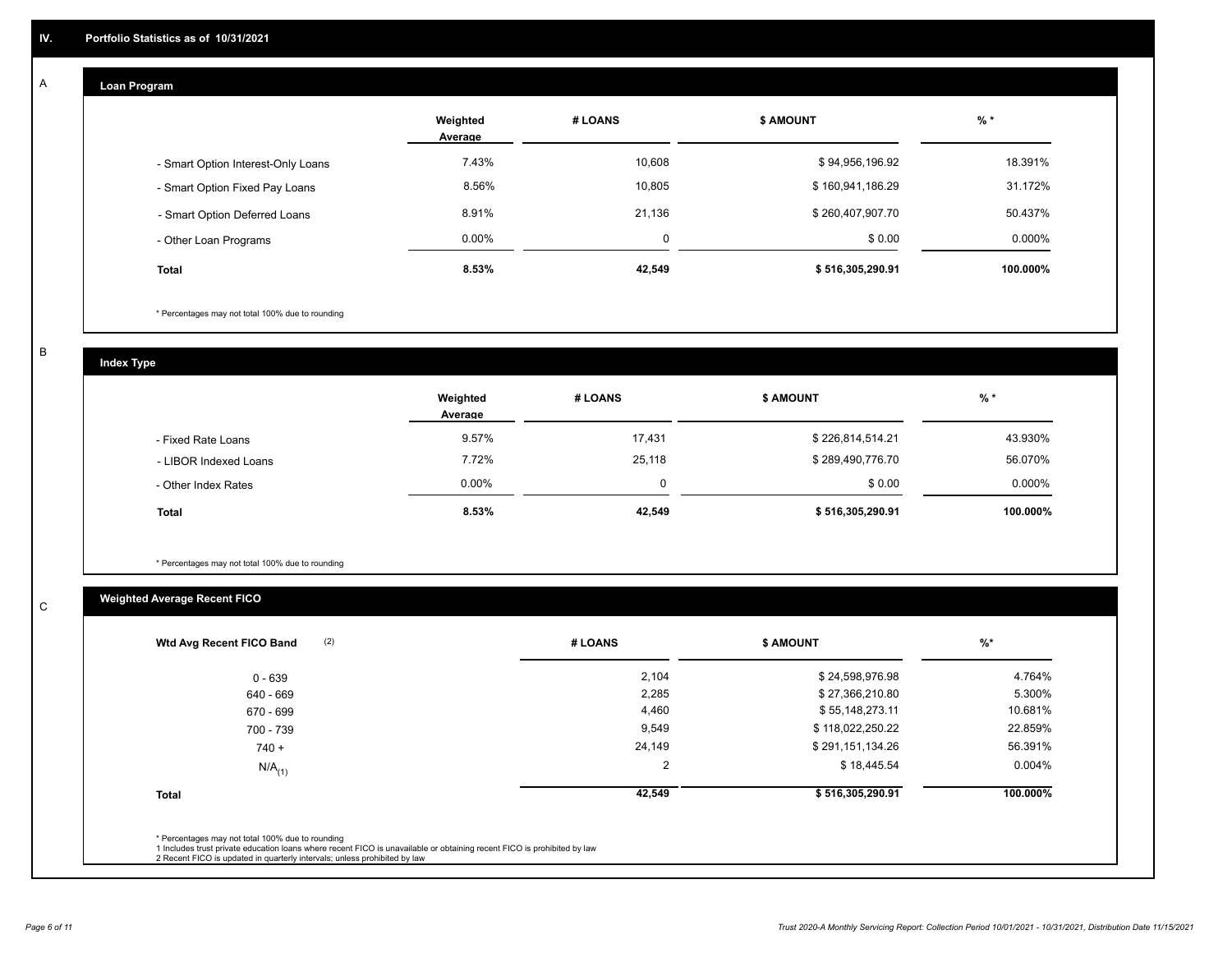## IV. Portfolio Statistics as of 10/31/2021

### A Loan Program

| | Weighted Average | # LOANS | $ AMOUNT | % * |
|---|---|---|---|---|
| - Smart Option Interest-Only Loans | 7.43% | 10,608 | $ 94,956,196.92 | 18.391% |
| - Smart Option Fixed Pay Loans | 8.56% | 10,805 | $ 160,941,186.29 | 31.172% |
| - Smart Option Deferred Loans | 8.91% | 21,136 | $ 260,407,907.70 | 50.437% |
| - Other Loan Programs | 0.00% | 0 | $ 0.00 | 0.000% |
| **Total** | **8.53%** | **42,549** | **$ 516,305,290.91** | **100.000%** |

* Percentages may not total 100% due to rounding

### B Index Type

| | Weighted Average | # LOANS | $ AMOUNT | % * |
|---|---|---|---|---|
| - Fixed Rate Loans | 9.57% | 17,431 | $ 226,814,514.21 | 43.930% |
| - LIBOR Indexed Loans | 7.72% | 25,118 | $ 289,490,776.70 | 56.070% |
| - Other Index Rates | 0.00% | 0 | $ 0.00 | 0.000% |
| **Total** | **8.53%** | **42,549** | **$ 516,305,290.91** | **100.000%** |

* Percentages may not total 100% due to rounding

### C Weighted Average Recent FICO

| Wtd Avg Recent FICO Band (2) | # LOANS | $ AMOUNT | %* |
|---|---|---|---|
| 0 - 639 | 2,104 | $ 24,598,976.98 | 4.764% |
| 640 - 669 | 2,285 | $ 27,366,210.80 | 5.300% |
| 670 - 699 | 4,460 | $ 55,148,273.11 | 10.681% |
| 700 - 739 | 9,549 | $ 118,022,250.22 | 22.859% |
| 740 + | 24,149 | $ 291,151,134.26 | 56.391% |
| $N/A_{(1)}$ | 2 | $ 18,445.54 | 0.004% |
| **Total** | **42,549** | **$ 516,305,290.91** | **100.000%** |

* Percentages may not total 100% due to rounding
1 Includes trust private education loans where recent FICO is unavailable or obtaining recent FICO is prohibited by law
2 Recent FICO is updated in quarterly intervals; unless prohibited by law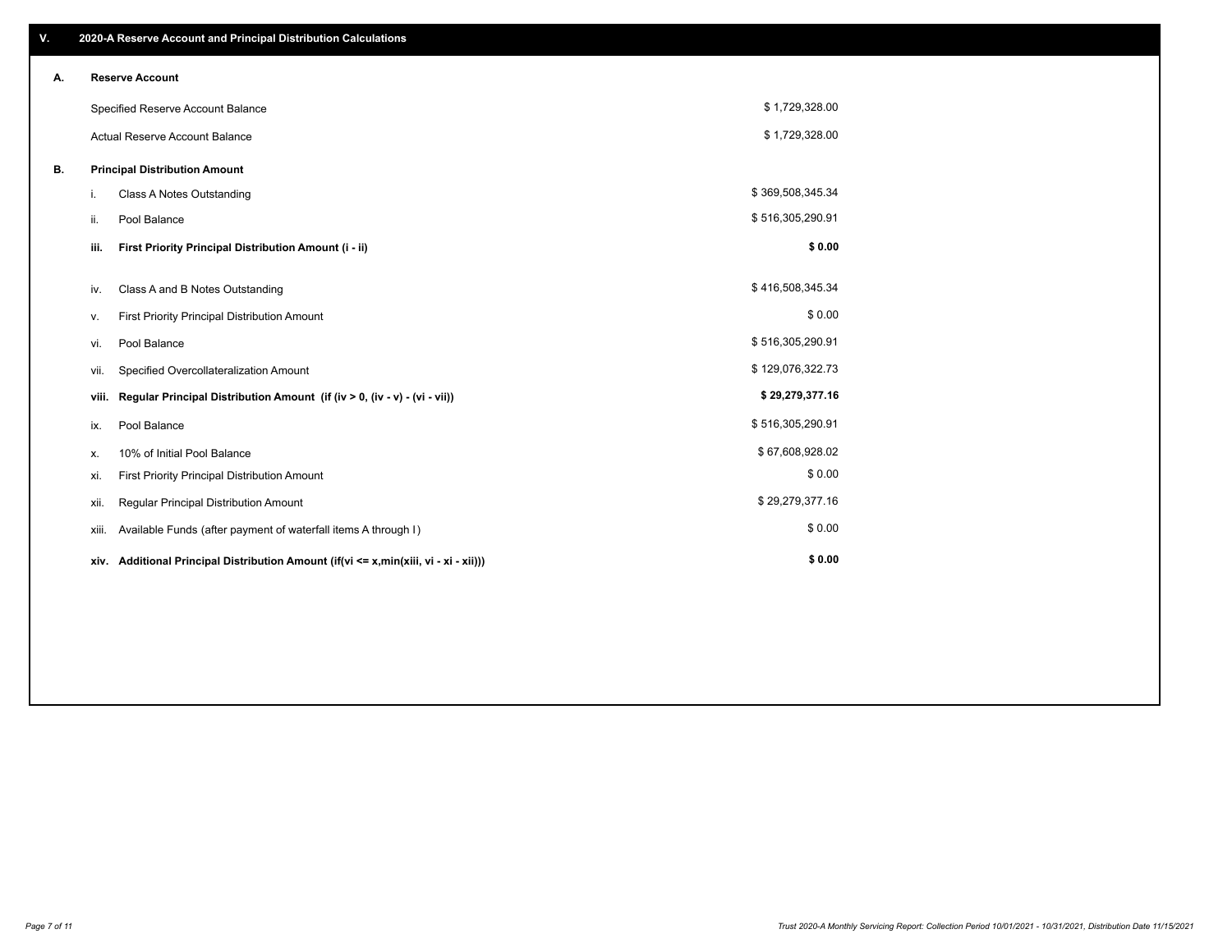## V. 2020-A Reserve Account and Principal Distribution Calculations

### A. Reserve Account

| | |
|---|---|
| Specified Reserve Account Balance | $ 1,729,328.00 |
| Actual Reserve Account Balance | $ 1,729,328.00 |

### B. Principal Distribution Amount

| | | |
|---|---|---|
| i. | Class A Notes Outstanding | $ 369,508,345.34 |
| ii. | Pool Balance | $ 516,305,290.91 |
| **iii.** | **First Priority Principal Distribution Amount (i - ii)** | **$ 0.00** |
| iv. | Class A and B Notes Outstanding | $ 416,508,345.34 |
| v. | First Priority Principal Distribution Amount | $ 0.00 |
| vi. | Pool Balance | $ 516,305,290.91 |
| vii. | Specified Overcollateralization Amount | $ 129,076,322.73 |
| **viii.** | **Regular Principal Distribution Amount (if (iv > 0, (iv - v) - (vi - vii))** | **$ 29,279,377.16** |
| ix. | Pool Balance | $ 516,305,290.91 |
| x. | 10% of Initial Pool Balance | $ 67,608,928.02 |
| xi. | First Priority Principal Distribution Amount | $ 0.00 |
| xii. | Regular Principal Distribution Amount | $ 29,279,377.16 |
| xiii. | Available Funds (after payment of waterfall items A through I) | $ 0.00 |
| **xiv.** | **Additional Principal Distribution Amount (if(vi <= x,min(xiii, vi - xi - xii)))** | **$ 0.00** |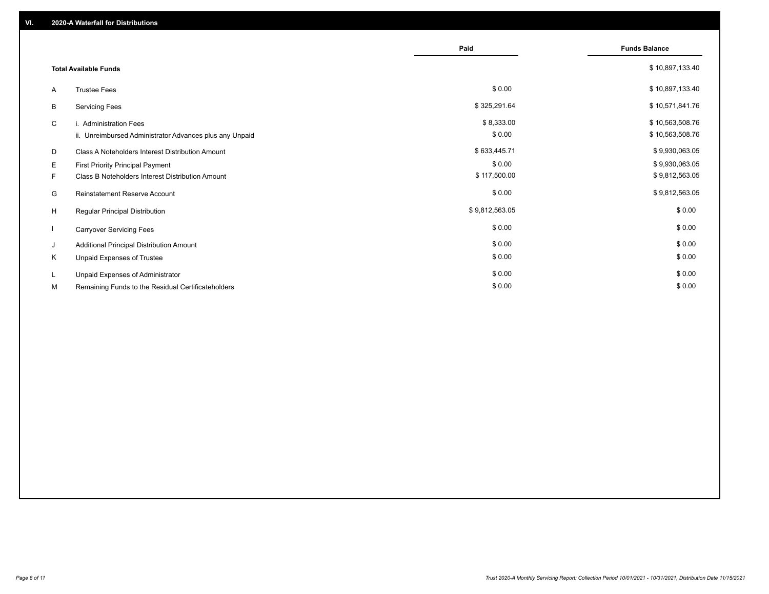## VI. 2020-A Waterfall for Distributions

| | | Paid | Funds Balance |
|---|---|---|---|
| | **Total Available Funds** | | $ 10,897,133.40 |
| A | Trustee Fees | $ 0.00 | $ 10,897,133.40 |
| B | Servicing Fees | $ 325,291.64 | $ 10,571,841.76 |
| C | i. Administration Fees | $ 8,333.00 | $ 10,563,508.76 |
| | ii. Unreimbursed Administrator Advances plus any Unpaid | $ 0.00 | $ 10,563,508.76 |
| D | Class A Noteholders Interest Distribution Amount | $ 633,445.71 | $ 9,930,063.05 |
| E | First Priority Principal Payment | $ 0.00 | $ 9,930,063.05 |
| F | Class B Noteholders Interest Distribution Amount | $ 117,500.00 | $ 9,812,563.05 |
| G | Reinstatement Reserve Account | $ 0.00 | $ 9,812,563.05 |
| H | Regular Principal Distribution | $ 9,812,563.05 | $ 0.00 |
| I | Carryover Servicing Fees | $ 0.00 | $ 0.00 |
| J | Additional Principal Distribution Amount | $ 0.00 | $ 0.00 |
| K | Unpaid Expenses of Trustee | $ 0.00 | $ 0.00 |
| L | Unpaid Expenses of Administrator | $ 0.00 | $ 0.00 |
| M | Remaining Funds to the Residual Certificateholders | $ 0.00 | $ 0.00 |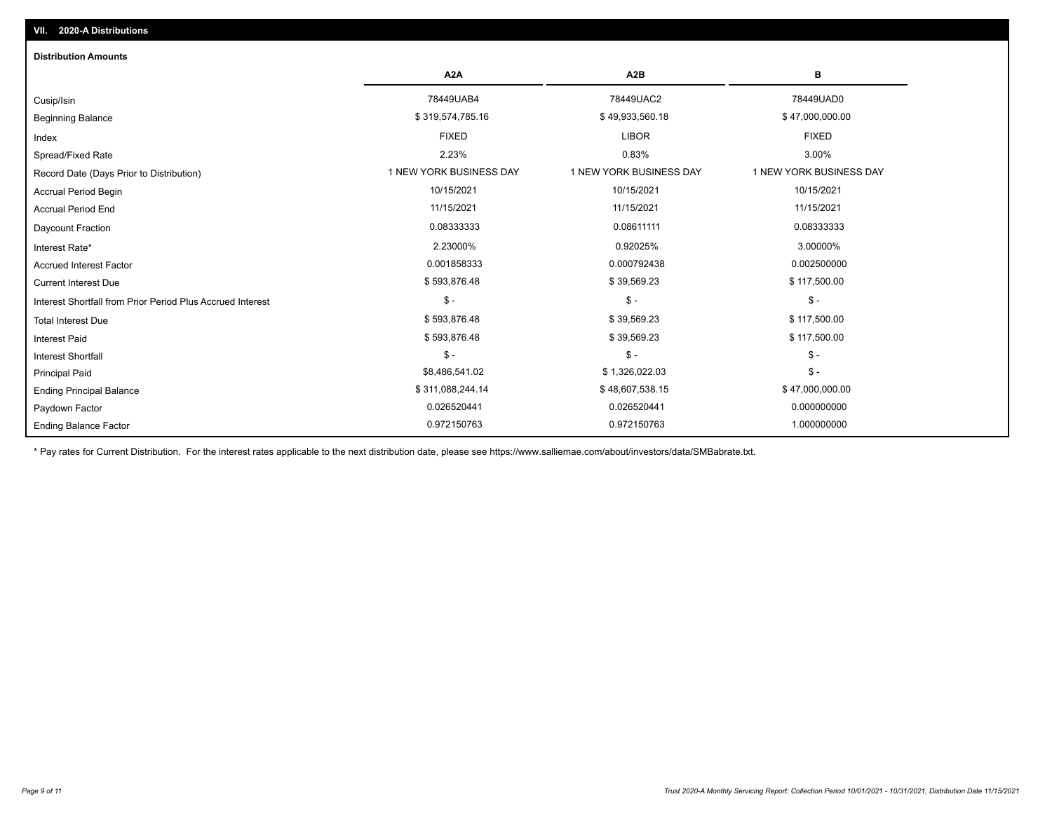## VII. 2020-A Distributions

### Distribution Amounts

| | A2A | A2B | B |
|---|---|---|---|
| Cusip/Isin | 78449UAB4 | 78449UAC2 | 78449UAD0 |
| Beginning Balance | $ 319,574,785.16 | $ 49,933,560.18 | $ 47,000,000.00 |
| Index | FIXED | LIBOR | FIXED |
| Spread/Fixed Rate | 2.23% | 0.83% | 3.00% |
| Record Date (Days Prior to Distribution) | 1 NEW YORK BUSINESS DAY | 1 NEW YORK BUSINESS DAY | 1 NEW YORK BUSINESS DAY |
| Accrual Period Begin | 10/15/2021 | 10/15/2021 | 10/15/2021 |
| Accrual Period End | 11/15/2021 | 11/15/2021 | 11/15/2021 |
| Daycount Fraction | 0.08333333 | 0.08611111 | 0.08333333 |
| Interest Rate* | 2.23000% | 0.92025% | 3.00000% |
| Accrued Interest Factor | 0.001858333 | 0.000792438 | 0.002500000 |
| Current Interest Due | $ 593,876.48 | $ 39,569.23 | $ 117,500.00 |
| Interest Shortfall from Prior Period Plus Accrued Interest | $ - | $ - | $ - |
| Total Interest Due | $ 593,876.48 | $ 39,569.23 | $ 117,500.00 |
| Interest Paid | $ 593,876.48 | $ 39,569.23 | $ 117,500.00 |
| Interest Shortfall | $ - | $ - | $ - |
| Principal Paid | $8,486,541.02 | $ 1,326,022.03 | $ - |
| Ending Principal Balance | $ 311,088,244.14 | $ 48,607,538.15 | $ 47,000,000.00 |
| Paydown Factor | 0.026520441 | 0.026520441 | 0.000000000 |
| Ending Balance Factor | 0.972150763 | 0.972150763 | 1.000000000 |

* Pay rates for Current Distribution. For the interest rates applicable to the next distribution date, please see https://www.salliemae.com/about/investors/data/SMBabrate.txt.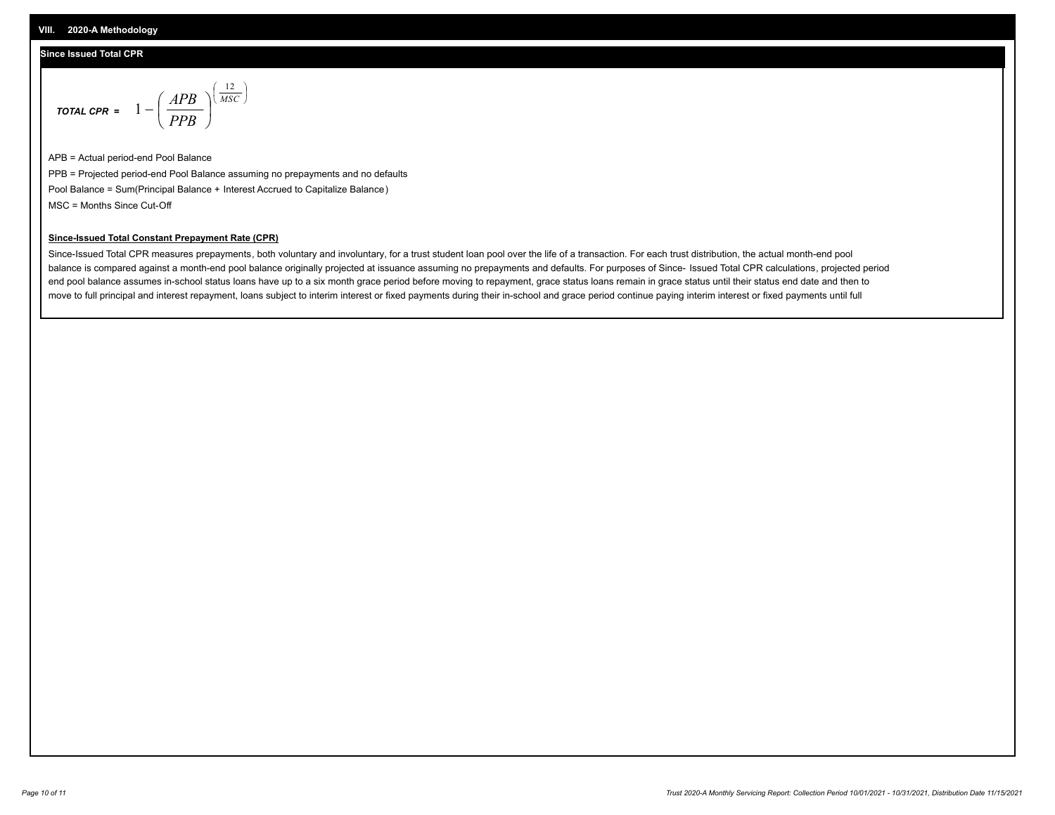## VIII. 2020-A Methodology

### Since Issued Total CPR

$$\textit{TOTAL CPR} = 1 - \left( \frac{APB}{PPB} \right)^{\left( \frac{12}{MSC} \right)}$$

APB = Actual period-end Pool Balance

PPB = Projected period-end Pool Balance assuming no prepayments and no defaults

Pool Balance = Sum(Principal Balance + Interest Accrued to Capitalize Balance)

MSC = Months Since Cut-Off

**Since-Issued Total Constant Prepayment Rate (CPR)**

Since-Issued Total CPR measures prepayments, both voluntary and involuntary, for a trust student loan pool over the life of a transaction. For each trust distribution, the actual month-end pool balance is compared against a month-end pool balance originally projected at issuance assuming no prepayments and defaults. For purposes of Since- Issued Total CPR calculations, projected period end pool balance assumes in-school status loans have up to a six month grace period before moving to repayment, grace status loans remain in grace status until their status end date and then to move to full principal and interest repayment, loans subject to interim interest or fixed payments during their in-school and grace period continue paying interim interest or fixed payments until full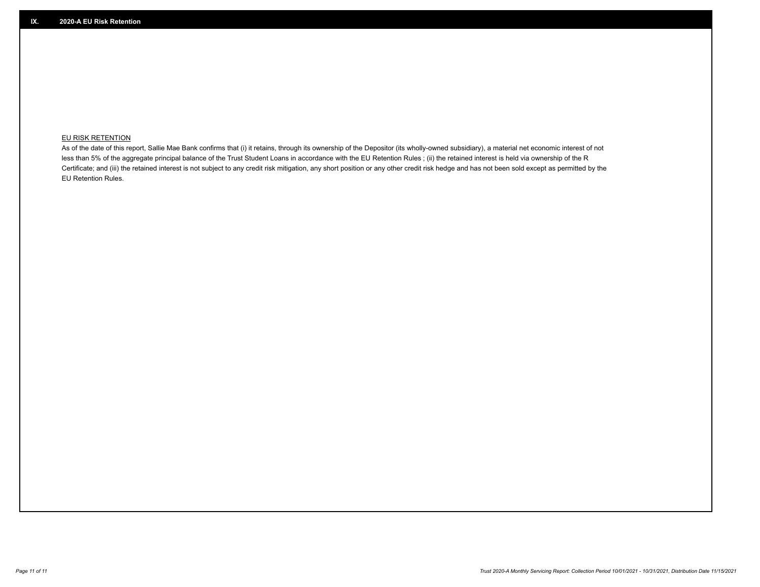## IX. 2020-A EU Risk Retention

EU RISK RETENTION

As of the date of this report, Sallie Mae Bank confirms that (i) it retains, through its ownership of the Depositor (its wholly-owned subsidiary), a material net economic interest of not less than 5% of the aggregate principal balance of the Trust Student Loans in accordance with the EU Retention Rules ; (ii) the retained interest is held via ownership of the R Certificate; and (iii) the retained interest is not subject to any credit risk mitigation, any short position or any other credit risk hedge and has not been sold except as permitted by the EU Retention Rules.